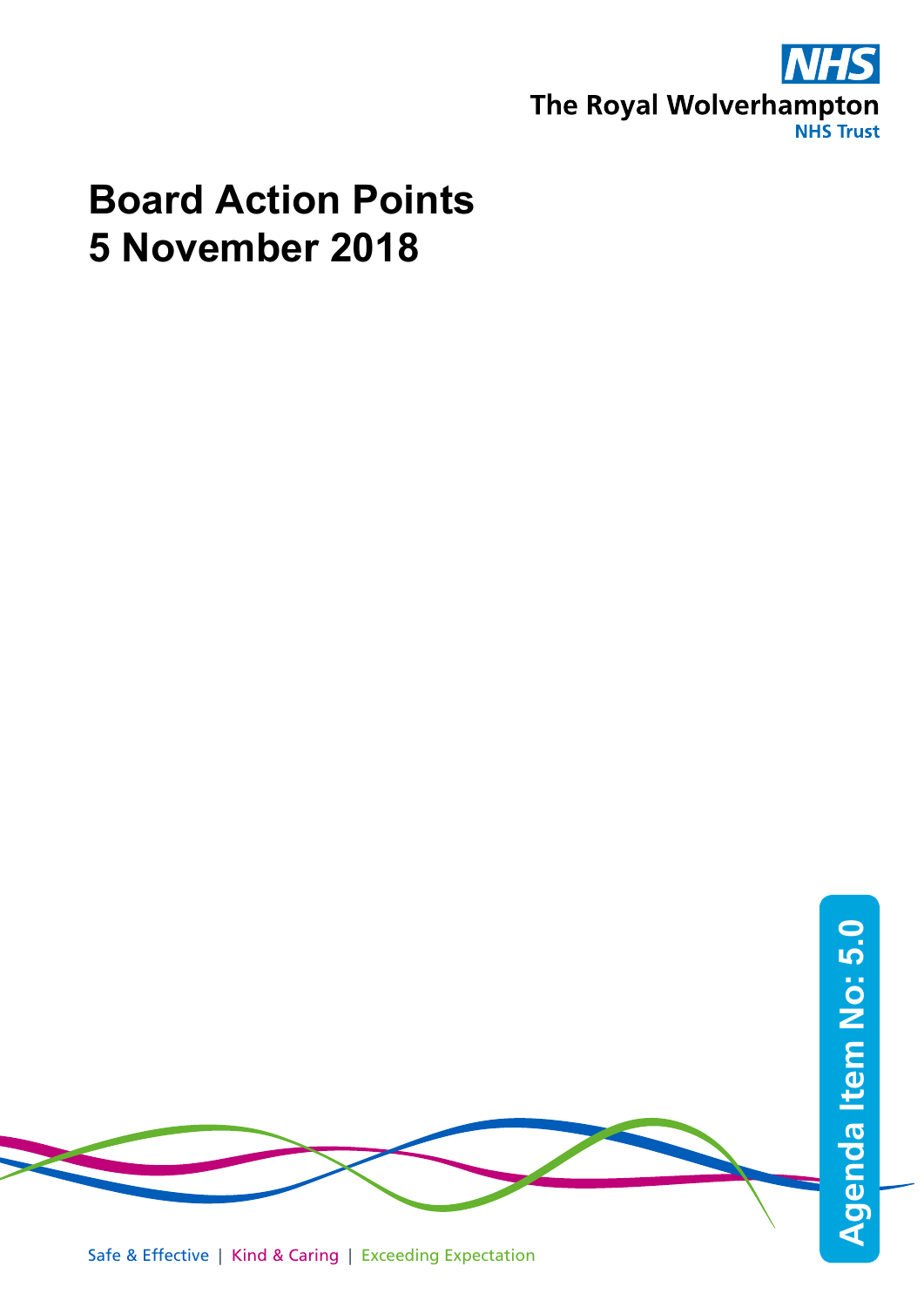The Royal Wolverhampton NHS Trust

# Board Action Points
# 5 November 2018

Agenda Item No: 5.0

Safe & Effective | Kind & Caring | Exceeding Expectation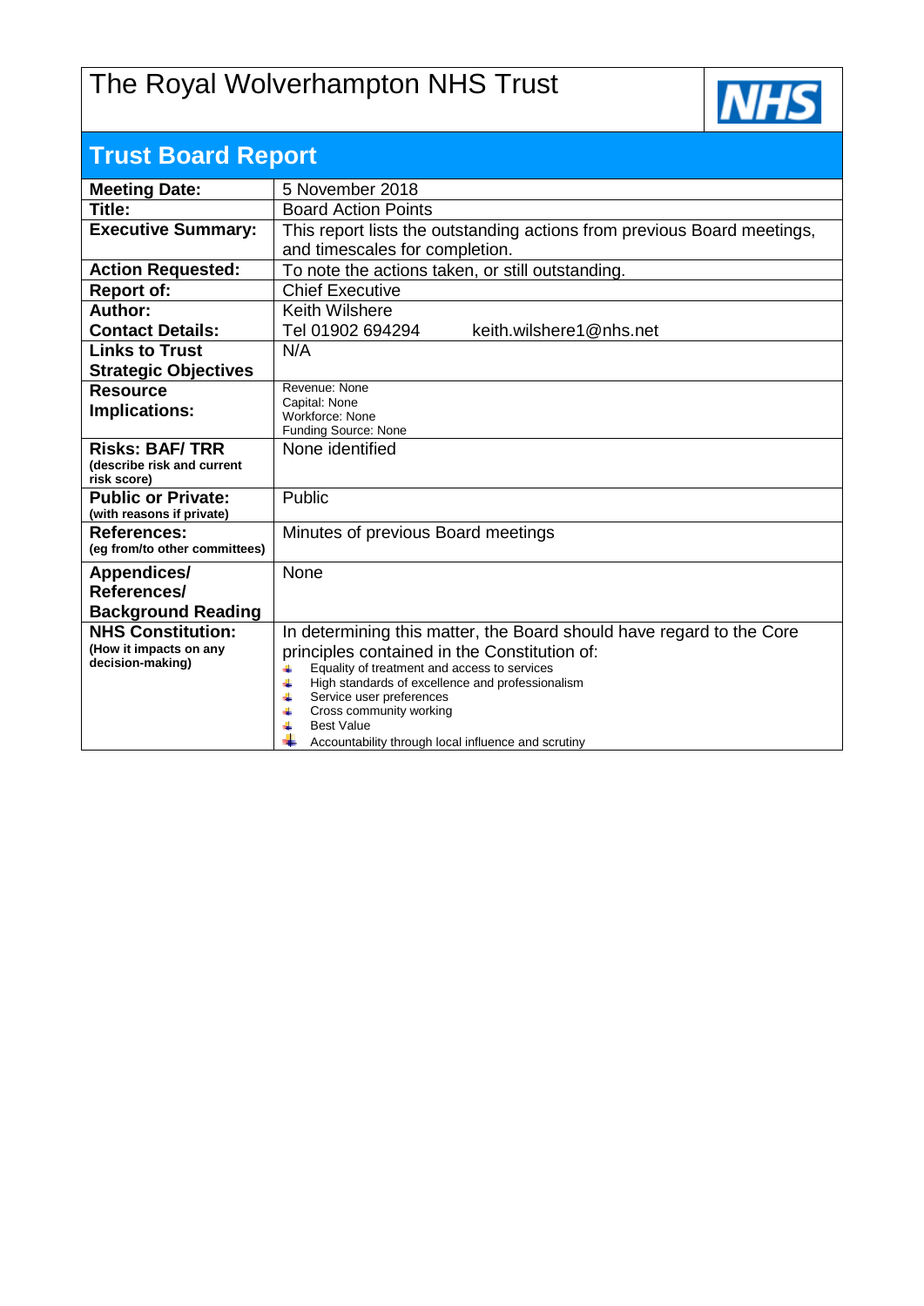# The Royal Wolverhampton NHS Trust

## Trust Board Report

| | |
|---|---|
| **Meeting Date:** | 5 November 2018 |
| **Title:** | Board Action Points |
| **Executive Summary:** | This report lists the outstanding actions from previous Board meetings, and timescales for completion. |
| **Action Requested:** | To note the actions taken, or still outstanding. |
| **Report of:** | Chief Executive |
| **Author:**<br>**Contact Details:** | Keith Wilshere<br>Tel 01902 694294 keith.wilshere1@nhs.net |
| **Links to Trust Strategic Objectives** | N/A |
| **Resource Implications:** | Revenue: None<br>Capital: None<br>Workforce: None<br>Funding Source: None |
| **Risks: BAF/ TRR**<br>**(describe risk and current risk score)** | None identified |
| **Public or Private:**<br>**(with reasons if private)** | Public |
| **References:**<br>**(eg from/to other committees)** | Minutes of previous Board meetings |
| **Appendices/ References/ Background Reading** | None |
| **NHS Constitution:**<br>**(How it impacts on any decision-making)** | In determining this matter, the Board should have regard to the Core principles contained in the Constitution of:<br>- Equality of treatment and access to services<br>- High standards of excellence and professionalism<br>- Service user preferences<br>- Cross community working<br>- Best Value<br>- Accountability through local influence and scrutiny |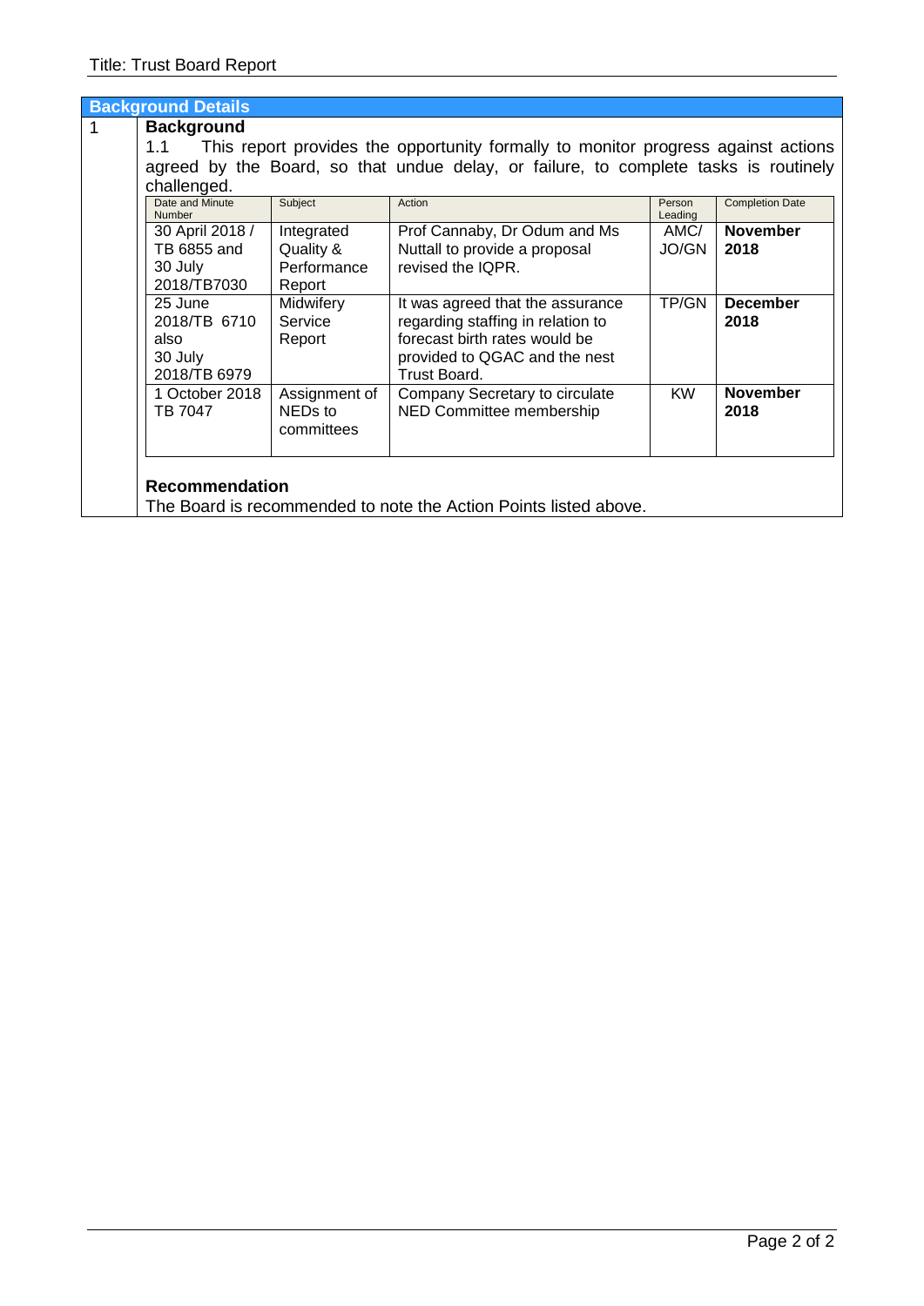Title: Trust Board Report

## Background Details

1 **Background**

1.1 This report provides the opportunity formally to monitor progress against actions agreed by the Board, so that undue delay, or failure, to complete tasks is routinely challenged.

| Date and Minute Number | Subject | Action | Person Leading | Completion Date |
|---|---|---|---|---|
| 30 April 2018 / TB 6855 and 30 July 2018/TB7030 | Integrated Quality & Performance Report | Prof Cannaby, Dr Odum and Ms Nuttall to provide a proposal revised the IQPR. | AMC/ JO/GN | **November 2018** |
| 25 June 2018/TB 6710 also 30 July 2018/TB 6979 | Midwifery Service Report | It was agreed that the assurance regarding staffing in relation to forecast birth rates would be provided to QGAC and the nest Trust Board. | TP/GN | **December 2018** |
| 1 October 2018 TB 7047 | Assignment of NEDs to committees | Company Secretary to circulate NED Committee membership | KW | **November 2018** |

**Recommendation**

The Board is recommended to note the Action Points listed above.